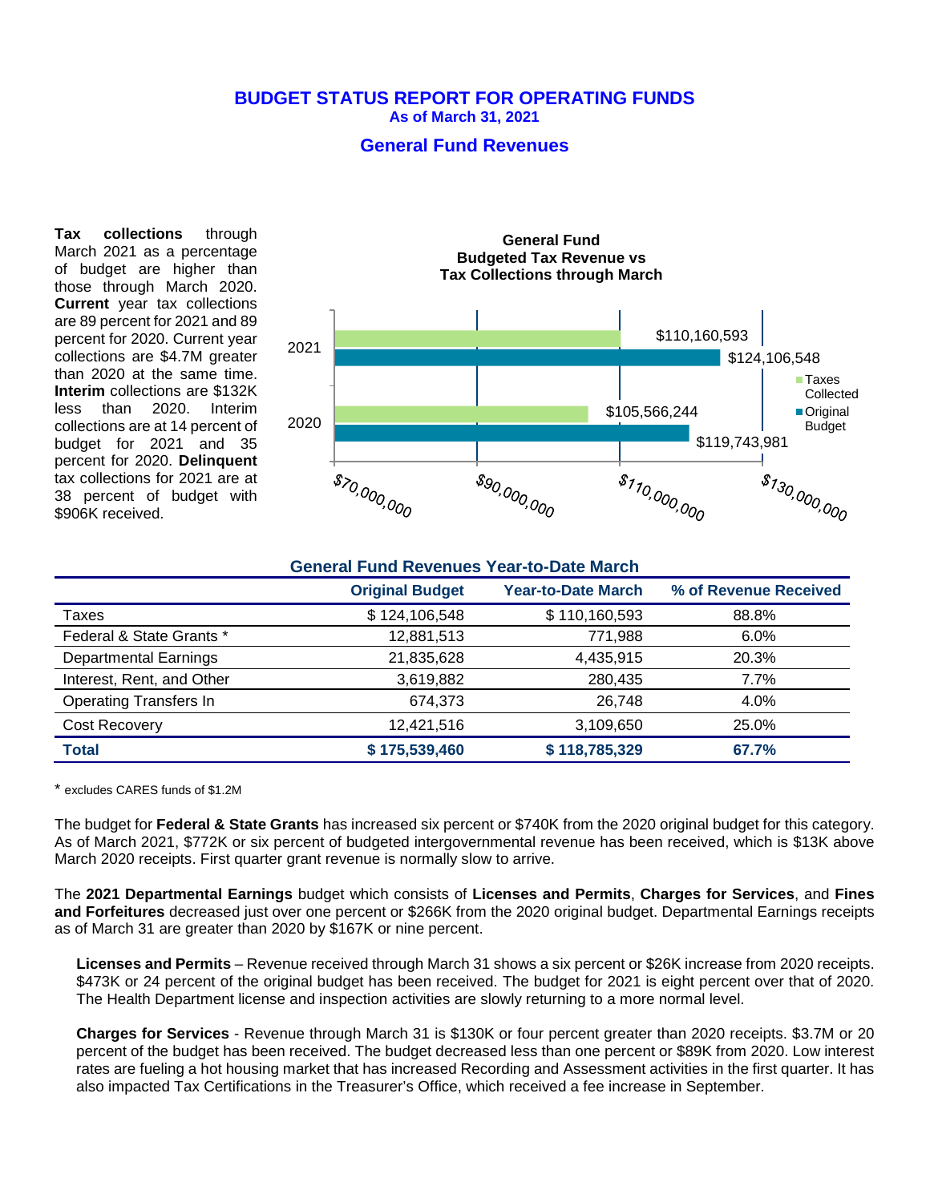# BUDGET STATUS REPORT FOR OPERATING FUNDS

**As of March 31, 2021**

## General Fund Revenues

**Tax collections** through March 2021 as a percentage of budget are higher than those through March 2020. **Current** year tax collections are 89 percent for 2021 and 89 percent for 2020. Current year collections are $4.7M greater than 2020 at the same time. **Interim** collections are $132K less than 2020. Interim collections are at 14 percent of budget for 2021 and 35 percent for 2020. **Delinquent** tax collections for 2021 are at 38 percent of budget with $906K received.

**General Fund Budgeted Tax Revenue vs Tax Collections through March**

| Year | Taxes Collected | Original Budget |
|---|---|---|
| 2021 | $110,160,593 | $124,106,548 |
| 2020 | $105,566,244 | $119,743,981 |

### General Fund Revenues Year-to-Date March

| | Original Budget | Year-to-Date March | % of Revenue Received |
|---|---|---|---|
| Taxes | $ 124,106,548 | $ 110,160,593 | 88.8% |
| Federal & State Grants * | 12,881,513 | 771,988 | 6.0% |
| Departmental Earnings | 21,835,628 | 4,435,915 | 20.3% |
| Interest, Rent, and Other | 3,619,882 | 280,435 | 7.7% |
| Operating Transfers In | 674,373 | 26,748 | 4.0% |
| Cost Recovery | 12,421,516 | 3,109,650 | 25.0% |
| **Total** | **$ 175,539,460** | **$ 118,785,329** | **67.7%** |

* excludes CARES funds of $1.2M

The budget for **Federal & State Grants** has increased six percent or $740K from the 2020 original budget for this category. As of March 2021, $772K or six percent of budgeted intergovernmental revenue has been received, which is $13K above March 2020 receipts. First quarter grant revenue is normally slow to arrive.

The **2021 Departmental Earnings** budget which consists of **Licenses and Permits**, **Charges for Services**, and **Fines and Forfeitures** decreased just over one percent or $266K from the 2020 original budget. Departmental Earnings receipts as of March 31 are greater than 2020 by $167K or nine percent.

**Licenses and Permits** – Revenue received through March 31 shows a six percent or $26K increase from 2020 receipts. $473K or 24 percent of the original budget has been received. The budget for 2021 is eight percent over that of 2020. The Health Department license and inspection activities are slowly returning to a more normal level.

**Charges for Services** - Revenue through March 31 is $130K or four percent greater than 2020 receipts. $3.7M or 20 percent of the budget has been received. The budget decreased less than one percent or $89K from 2020. Low interest rates are fueling a hot housing market that has increased Recording and Assessment activities in the first quarter. It has also impacted Tax Certifications in the Treasurer's Office, which received a fee increase in September.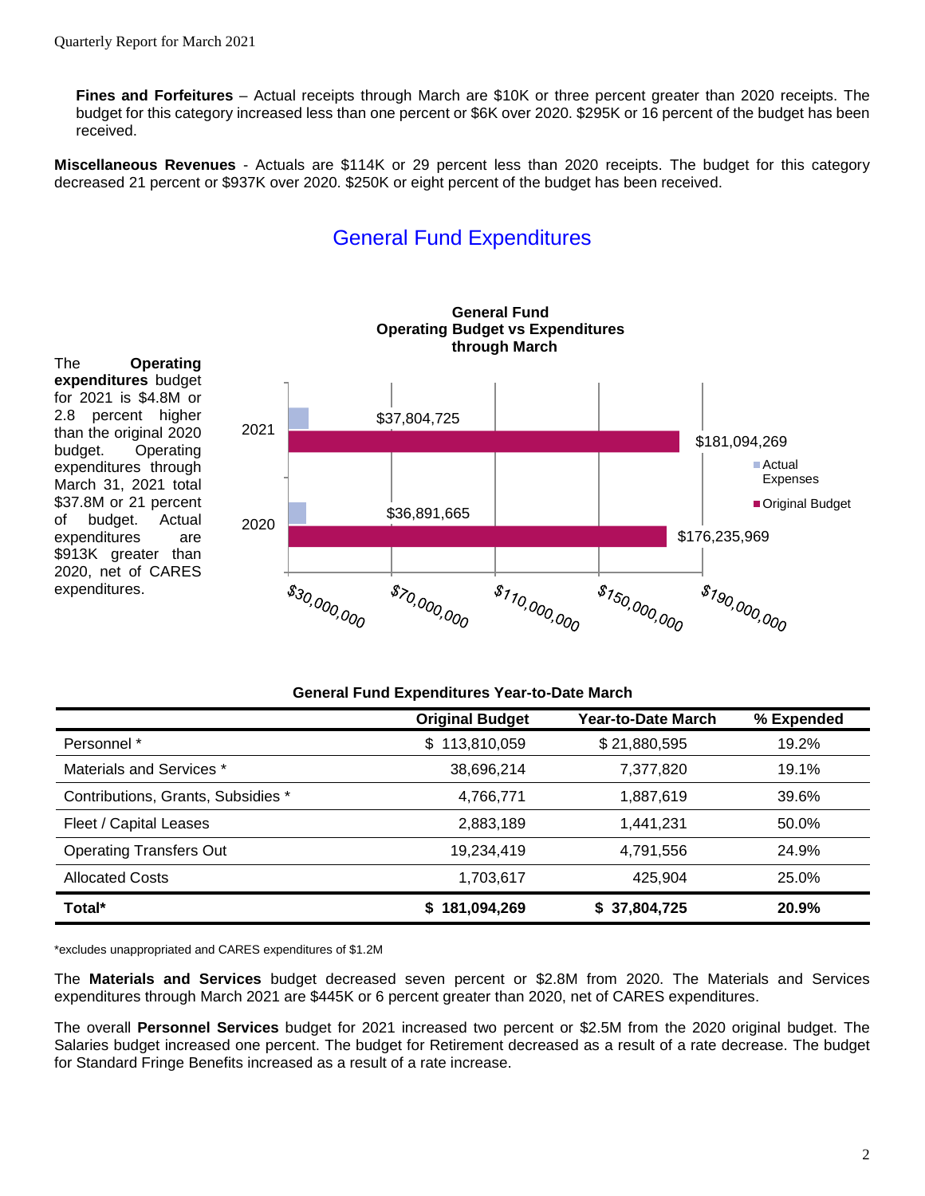**Fines and Forfeitures** – Actual receipts through March are $10K or three percent greater than 2020 receipts. The budget for this category increased less than one percent or $6K over 2020. $295K or 16 percent of the budget has been received.

**Miscellaneous Revenues** - Actuals are $114K or 29 percent less than 2020 receipts. The budget for this category decreased 21 percent or $937K over 2020. $250K or eight percent of the budget has been received.

## General Fund Expenditures

The **Operating expenditures** budget for 2021 is $4.8M or 2.8 percent higher than the original 2020 budget. Operating expenditures through March 31, 2021 total $37.8M or 21 percent of budget. Actual expenditures are $913K greater than 2020, net of CARES expenditures.

**General Fund Operating Budget vs Expenditures through March**

| | Actual Expenses | Original Budget |
|---|---|---|
| 2021 | $37,804,725 | $181,094,269 |
| 2020 | $36,891,665 | $176,235,969 |

**General Fund Expenditures Year-to-Date March**

| | Original Budget | Year-to-Date March | % Expended |
|---|---|---|---|
| Personnel * | $ 113,810,059 | $ 21,880,595 | 19.2% |
| Materials and Services * | 38,696,214 | 7,377,820 | 19.1% |
| Contributions, Grants, Subsidies * | 4,766,771 | 1,887,619 | 39.6% |
| Fleet / Capital Leases | 2,883,189 | 1,441,231 | 50.0% |
| Operating Transfers Out | 19,234,419 | 4,791,556 | 24.9% |
| Allocated Costs | 1,703,617 | 425,904 | 25.0% |
| **Total*** | **$ 181,094,269** | **$ 37,804,725** | **20.9%** |

*excludes unappropriated and CARES expenditures of $1.2M

The **Materials and Services** budget decreased seven percent or $2.8M from 2020. The Materials and Services expenditures through March 2021 are $445K or 6 percent greater than 2020, net of CARES expenditures.

The overall **Personnel Services** budget for 2021 increased two percent or $2.5M from the 2020 original budget. The Salaries budget increased one percent. The budget for Retirement decreased as a result of a rate decrease. The budget for Standard Fringe Benefits increased as a result of a rate increase.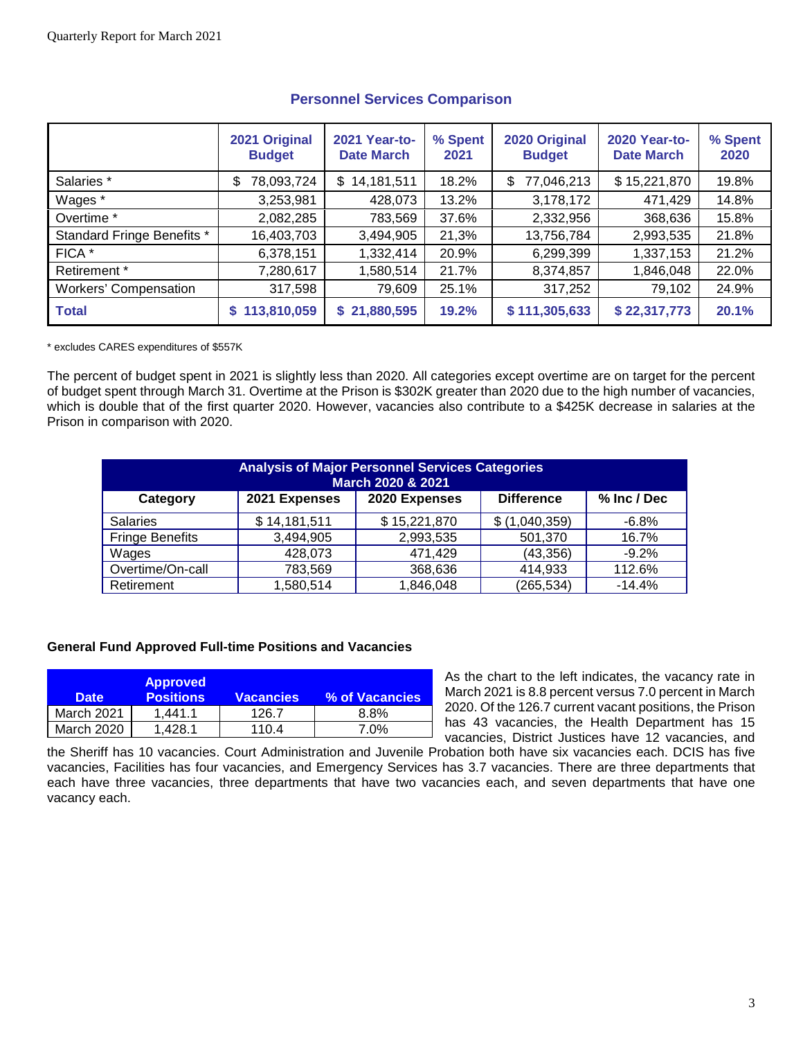## Personnel Services Comparison

| | 2021 Original Budget | 2021 Year-to-Date March | % Spent 2021 | 2020 Original Budget | 2020 Year-to-Date March | % Spent 2020 |
|---|---|---|---|---|---|---|
| Salaries * | $ 78,093,724 | $ 14,181,511 | 18.2% | $ 77,046,213 | $ 15,221,870 | 19.8% |
| Wages * | 3,253,981 | 428,073 | 13.2% | 3,178,172 | 471,429 | 14.8% |
| Overtime * | 2,082,285 | 783,569 | 37.6% | 2,332,956 | 368,636 | 15.8% |
| Standard Fringe Benefits * | 16,403,703 | 3,494,905 | 21,3% | 13,756,784 | 2,993,535 | 21.8% |
| FICA * | 6,378,151 | 1,332,414 | 20.9% | 6,299,399 | 1,337,153 | 21.2% |
| Retirement * | 7,280,617 | 1,580,514 | 21.7% | 8,374,857 | 1,846,048 | 22.0% |
| Workers' Compensation | 317,598 | 79,609 | 25.1% | 317,252 | 79,102 | 24.9% |
| **Total** | **$ 113,810,059** | **$ 21,880,595** | **19.2%** | **$ 111,305,633** | **$ 22,317,773** | **20.1%** |

* excludes CARES expenditures of $557K

The percent of budget spent in 2021 is slightly less than 2020. All categories except overtime are on target for the percent of budget spent through March 31. Overtime at the Prison is $302K greater than 2020 due to the high number of vacancies, which is double that of the first quarter 2020. However, vacancies also contribute to a $425K decrease in salaries at the Prison in comparison with 2020.

| Analysis of Major Personnel Services Categories March 2020 & 2021 | | | | |
|---|---|---|---|---|
| **Category** | **2021 Expenses** | **2020 Expenses** | **Difference** | **% Inc / Dec** |
| Salaries | $ 14,181,511 | $ 15,221,870 | $ (1,040,359) | -6.8% |
| Fringe Benefits | 3,494,905 | 2,993,535 | 501,370 | 16.7% |
| Wages | 428,073 | 471,429 | (43,356) | -9.2% |
| Overtime/On-call | 783,569 | 368,636 | 414,933 | 112.6% |
| Retirement | 1,580,514 | 1,846,048 | (265,534) | -14.4% |

### General Fund Approved Full-time Positions and Vacancies

| Date | Approved Positions | Vacancies | % of Vacancies |
|---|---|---|---|
| March 2021 | 1,441.1 | 126.7 | 8.8% |
| March 2020 | 1,428.1 | 110.4 | 7.0% |

As the chart to the left indicates, the vacancy rate in March 2021 is 8.8 percent versus 7.0 percent in March 2020. Of the 126.7 current vacant positions, the Prison has 43 vacancies, the Health Department has 15 vacancies, District Justices have 12 vacancies, and the Sheriff has 10 vacancies. Court Administration and Juvenile Probation both have six vacancies each. DCIS has five vacancies, Facilities has four vacancies, and Emergency Services has 3.7 vacancies. There are three departments that each have three vacancies, three departments that have two vacancies each, and seven departments that have one vacancy each.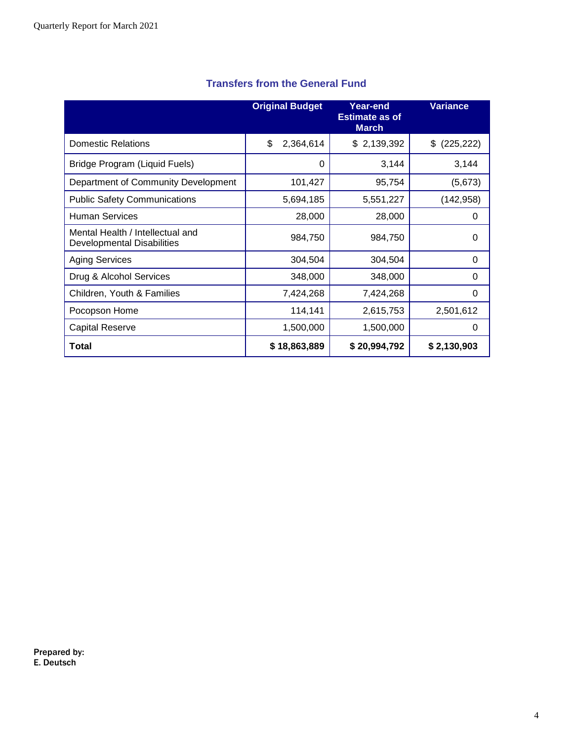## Transfers from the General Fund

| | Original Budget | Year-end Estimate as of March | Variance |
|---|---|---|---|
| Domestic Relations | $ 2,364,614 | $ 2,139,392 | $ (225,222) |
| Bridge Program (Liquid Fuels) | 0 | 3,144 | 3,144 |
| Department of Community Development | 101,427 | 95,754 | (5,673) |
| Public Safety Communications | 5,694,185 | 5,551,227 | (142,958) |
| Human Services | 28,000 | 28,000 | 0 |
| Mental Health / Intellectual and Developmental Disabilities | 984,750 | 984,750 | 0 |
| Aging Services | 304,504 | 304,504 | 0 |
| Drug & Alcohol Services | 348,000 | 348,000 | 0 |
| Children, Youth & Families | 7,424,268 | 7,424,268 | 0 |
| Pocopson Home | 114,141 | 2,615,753 | 2,501,612 |
| Capital Reserve | 1,500,000 | 1,500,000 | 0 |
| **Total** | **$ 18,863,889** | **$ 20,994,792** | **$ 2,130,903** |

**Prepared by:**
**E. Deutsch**